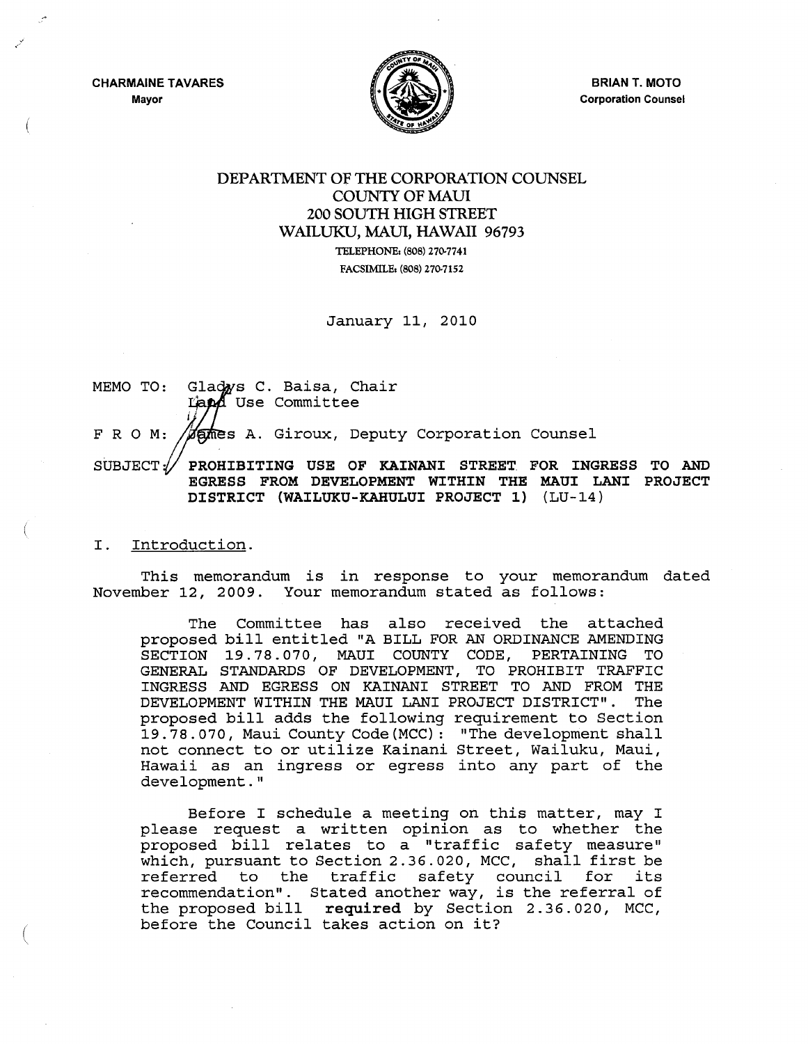CHARMAINE TAVARES
Mayor

BRIAN T. MOTO
Corporation Counsel

DEPARTMENT OF THE CORPORATION COUNSEL
COUNTY OF MAUI
200 SOUTH HIGH STREET
WAILUKU, MAUI, HAWAII 96793
TELEPHONE: (808) 270-7741
FACSIMILE: (808) 270-7152

January 11, 2010

MEMO TO: Gladys C. Baisa, Chair
Land Use Committee

F R O M: James A. Giroux, Deputy Corporation Counsel

SUBJECT: **PROHIBITING USE OF KAINANI STREET FOR INGRESS TO AND EGRESS FROM DEVELOPMENT WITHIN THE MAUI LANI PROJECT DISTRICT (WAILUKU-KAHULUI PROJECT 1)** (LU-14)

## I. Introduction.

This memorandum is in response to your memorandum dated November 12, 2009. Your memorandum stated as follows:

> The Committee has also received the attached proposed bill entitled "A BILL FOR AN ORDINANCE AMENDING SECTION 19.78.070, MAUI COUNTY CODE, PERTAINING TO GENERAL STANDARDS OF DEVELOPMENT, TO PROHIBIT TRAFFIC INGRESS AND EGRESS ON KAINANI STREET TO AND FROM THE DEVELOPMENT WITHIN THE MAUI LANI PROJECT DISTRICT". The proposed bill adds the following requirement to Section 19.78.070, Maui County Code (MCC): "The development shall not connect to or utilize Kainani Street, Wailuku, Maui, Hawaii as an ingress or egress into any part of the development."
>
> Before I schedule a meeting on this matter, may I please request a written opinion as to whether the proposed bill relates to a "traffic safety measure" which, pursuant to Section 2.36.020, MCC, shall first be referred to the traffic safety council for its recommendation". Stated another way, is the referral of the proposed bill **required** by Section 2.36.020, MCC, before the Council takes action on it?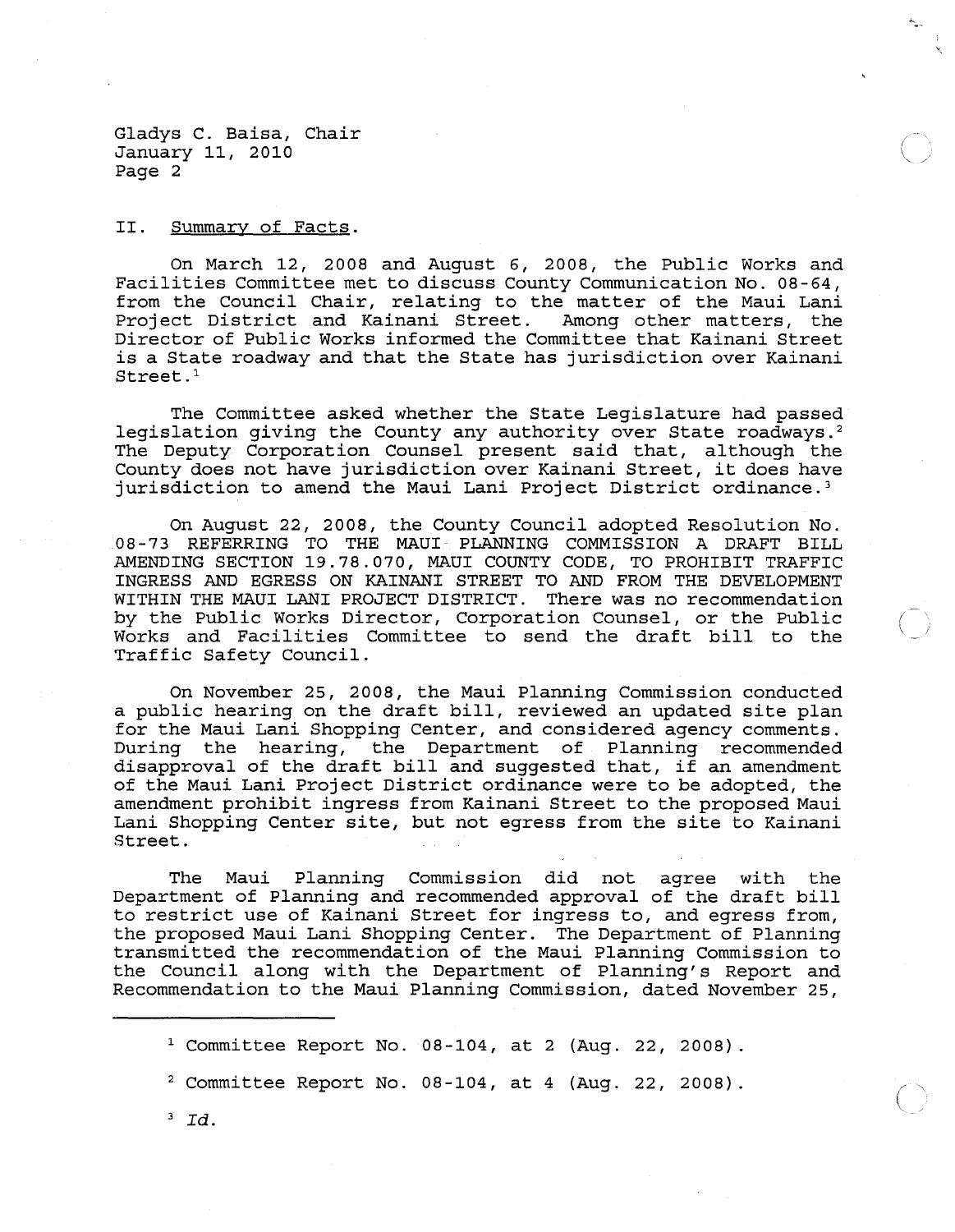## II. Summary of Facts.

On March 12, 2008 and August 6, 2008, the Public Works and Facilities Committee met to discuss County Communication No. 08-64, from the Council Chair, relating to the matter of the Maui Lani Project District and Kainani Street. Among other matters, the Director of Public Works informed the Committee that Kainani Street is a State roadway and that the State has jurisdiction over Kainani Street.[1]

The Committee asked whether the State Legislature had passed legislation giving the County any authority over State roadways.[2] The Deputy Corporation Counsel present said that, although the County does not have jurisdiction over Kainani Street, it does have jurisdiction to amend the Maui Lani Project District ordinance.[3]

On August 22, 2008, the County Council adopted Resolution No. 08-73 REFERRING TO THE MAUI PLANNING COMMISSION A DRAFT BILL AMENDING SECTION 19.78.070, MAUI COUNTY CODE, TO PROHIBIT TRAFFIC INGRESS AND EGRESS ON KAINANI STREET TO AND FROM THE DEVELOPMENT WITHIN THE MAUI LANI PROJECT DISTRICT. There was no recommendation by the Public Works Director, Corporation Counsel, or the Public Works and Facilities Committee to send the draft bill to the Traffic Safety Council.

On November 25, 2008, the Maui Planning Commission conducted a public hearing on the draft bill, reviewed an updated site plan for the Maui Lani Shopping Center, and considered agency comments. During the hearing, the Department of Planning recommended disapproval of the draft bill and suggested that, if an amendment of the Maui Lani Project District ordinance were to be adopted, the amendment prohibit ingress from Kainani Street to the proposed Maui Lani Shopping Center site, but not egress from the site to Kainani Street.

The Maui Planning Commission did not agree with the Department of Planning and recommended approval of the draft bill to restrict use of Kainani Street for ingress to, and egress from, the proposed Maui Lani Shopping Center. The Department of Planning transmitted the recommendation of the Maui Planning Commission to the Council along with the Department of Planning's Report and Recommendation to the Maui Planning Commission, dated November 25,

---

[1] Committee Report No. 08-104, at 2 (Aug. 22, 2008).

[2] Committee Report No. 08-104, at 4 (Aug. 22, 2008).

[3] *Id.*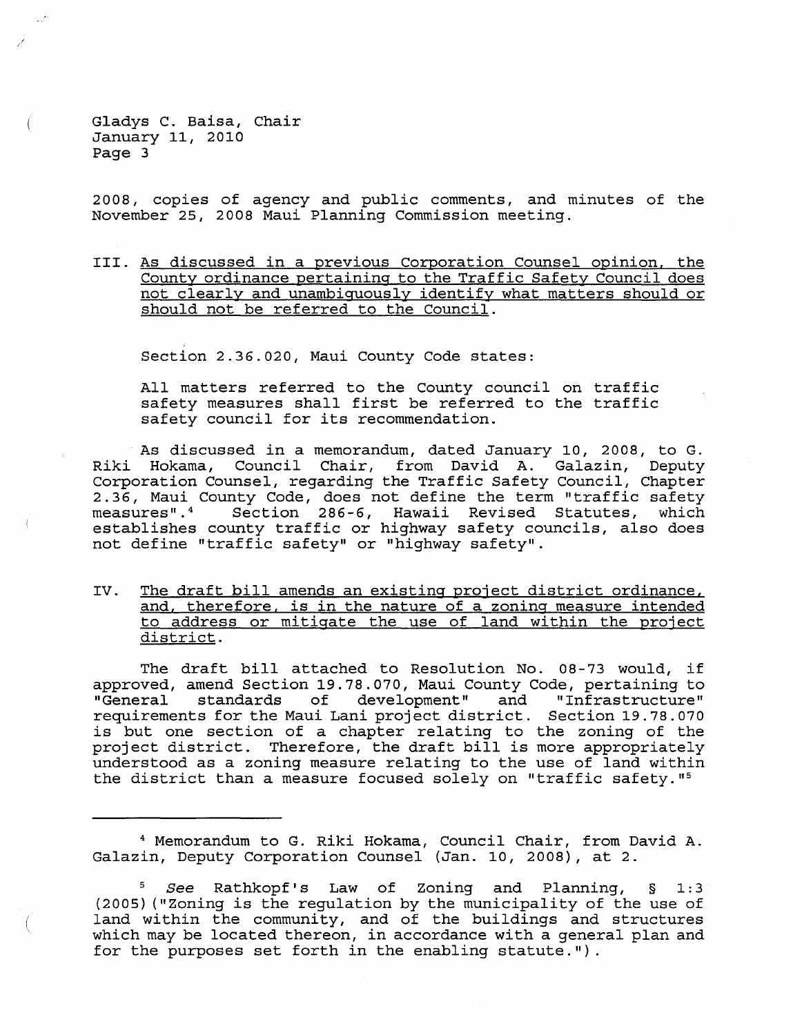2008, copies of agency and public comments, and minutes of the November 25, 2008 Maui Planning Commission meeting.

III. As discussed in a previous Corporation Counsel opinion, the County ordinance pertaining to the Traffic Safety Council does not clearly and unambiguously identify what matters should or should not be referred to the Council.

Section 2.36.020, Maui County Code states:

> All matters referred to the County council on traffic safety measures shall first be referred to the traffic safety council for its recommendation.

As discussed in a memorandum, dated January 10, 2008, to G. Riki Hokama, Council Chair, from David A. Galazin, Deputy Corporation Counsel, regarding the Traffic Safety Council, Chapter 2.36, Maui County Code, does not define the term "traffic safety measures".[4] Section 286-6, Hawaii Revised Statutes, which establishes county traffic or highway safety councils, also does not define "traffic safety" or "highway safety".

IV. The draft bill amends an existing project district ordinance, and, therefore, is in the nature of a zoning measure intended to address or mitigate the use of land within the project district.

The draft bill attached to Resolution No. 08-73 would, if approved, amend Section 19.78.070, Maui County Code, pertaining to "General standards of development" and "Infrastructure" requirements for the Maui Lani project district. Section 19.78.070 is but one section of a chapter relating to the zoning of the project district. Therefore, the draft bill is more appropriately understood as a zoning measure relating to the use of land within the district than a measure focused solely on "traffic safety."[5]

---

[4] Memorandum to G. Riki Hokama, Council Chair, from David A. Galazin, Deputy Corporation Counsel (Jan. 10, 2008), at 2.

[5] *See* Rathkopf's Law of Zoning and Planning, § 1:3 (2005) ("Zoning is the regulation by the municipality of the use of land within the community, and of the buildings and structures which may be located thereon, in accordance with a general plan and for the purposes set forth in the enabling statute.").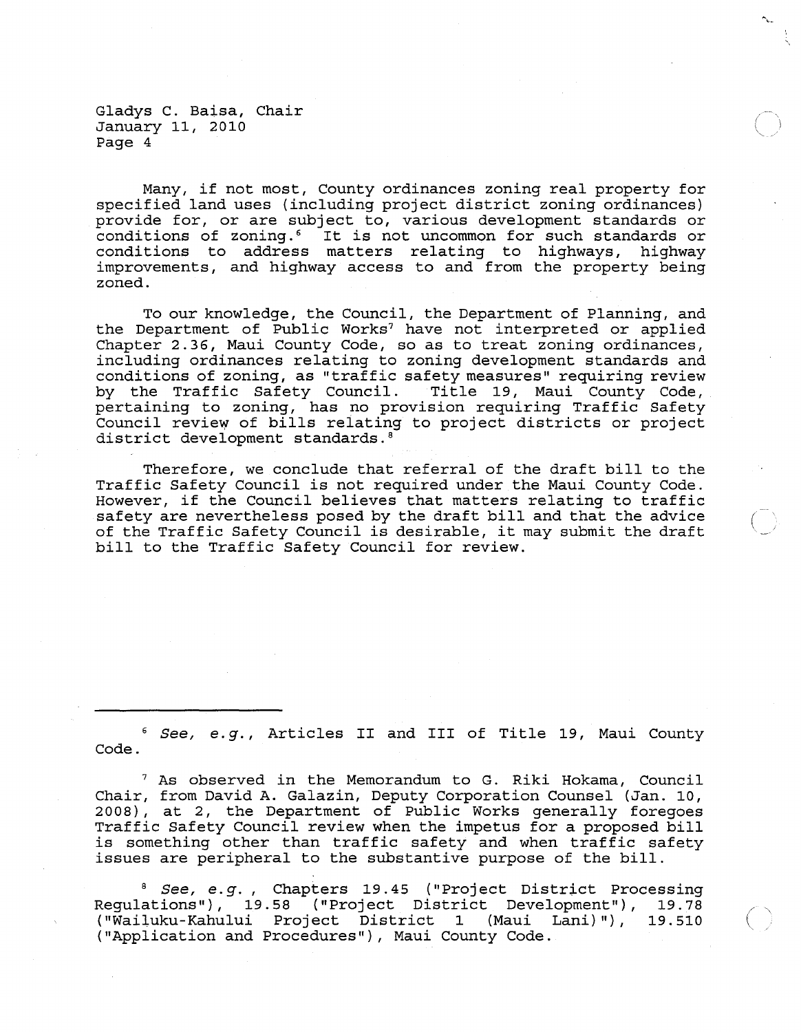Many, if not most, County ordinances zoning real property for specified land uses (including project district zoning ordinances) provide for, or are subject to, various development standards or conditions of zoning.[6] It is not uncommon for such standards or conditions to address matters relating to highways, highway improvements, and highway access to and from the property being zoned.

To our knowledge, the Council, the Department of Planning, and the Department of Public Works[7] have not interpreted or applied Chapter 2.36, Maui County Code, so as to treat zoning ordinances, including ordinances relating to zoning development standards and conditions of zoning, as "traffic safety measures" requiring review by the Traffic Safety Council. Title 19, Maui County Code, pertaining to zoning, has no provision requiring Traffic Safety Council review of bills relating to project districts or project district development standards.[8]

Therefore, we conclude that referral of the draft bill to the Traffic Safety Council is not required under the Maui County Code. However, if the Council believes that matters relating to traffic safety are nevertheless posed by the draft bill and that the advice of the Traffic Safety Council is desirable, it may submit the draft bill to the Traffic Safety Council for review.

---

[6] *See, e.g.*, Articles II and III of Title 19, Maui County Code.

[7] As observed in the Memorandum to G. Riki Hokama, Council Chair, from David A. Galazin, Deputy Corporation Counsel (Jan. 10, 2008), at 2, the Department of Public Works generally foregoes Traffic Safety Council review when the impetus for a proposed bill is something other than traffic safety and when traffic safety issues are peripheral to the substantive purpose of the bill.

[8] *See, e.g.*, Chapters 19.45 ("Project District Processing Regulations"), 19.58 ("Project District Development"), 19.78 ("Wailuku-Kahului Project District 1 (Maui Lani)"), 19.510 ("Application and Procedures"), Maui County Code.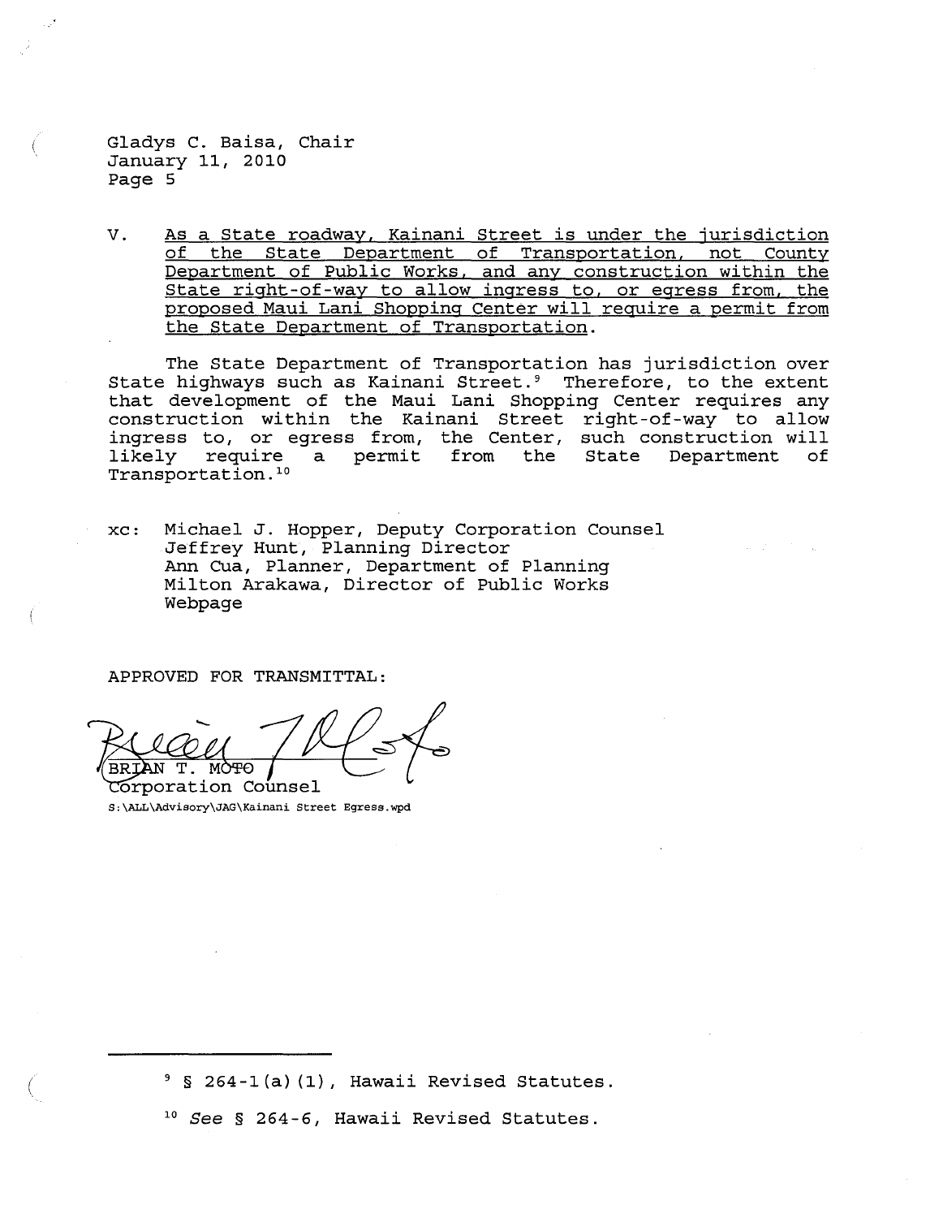Gladys C. Baisa, Chair
January 11, 2010

V. <u>As a State roadway, Kainani Street is under the jurisdiction of the State Department of Transportation, not County Department of Public Works, and any construction within the State right-of-way to allow ingress to, or egress from, the proposed Maui Lani Shopping Center will require a permit from the State Department of Transportation</u>.

The State Department of Transportation has jurisdiction over State highways such as Kainani Street.[9] Therefore, to the extent that development of the Maui Lani Shopping Center requires any construction within the Kainani Street right-of-way to allow ingress to, or egress from, the Center, such construction will likely require a permit from the State Department of Transportation.[10]

xc: Michael J. Hopper, Deputy Corporation Counsel
Jeffrey Hunt, Planning Director
Ann Cua, Planner, Department of Planning
Milton Arakawa, Director of Public Works
Webpage

APPROVED FOR TRANSMITTAL:

BRIAN T. MOTO
Corporation Counsel

S:\ALL\Advisory\JAG\Kainani Street Egress.wpd

---

[9] § 264-1(a)(1), Hawaii Revised Statutes.

[10] *See* § 264-6, Hawaii Revised Statutes.